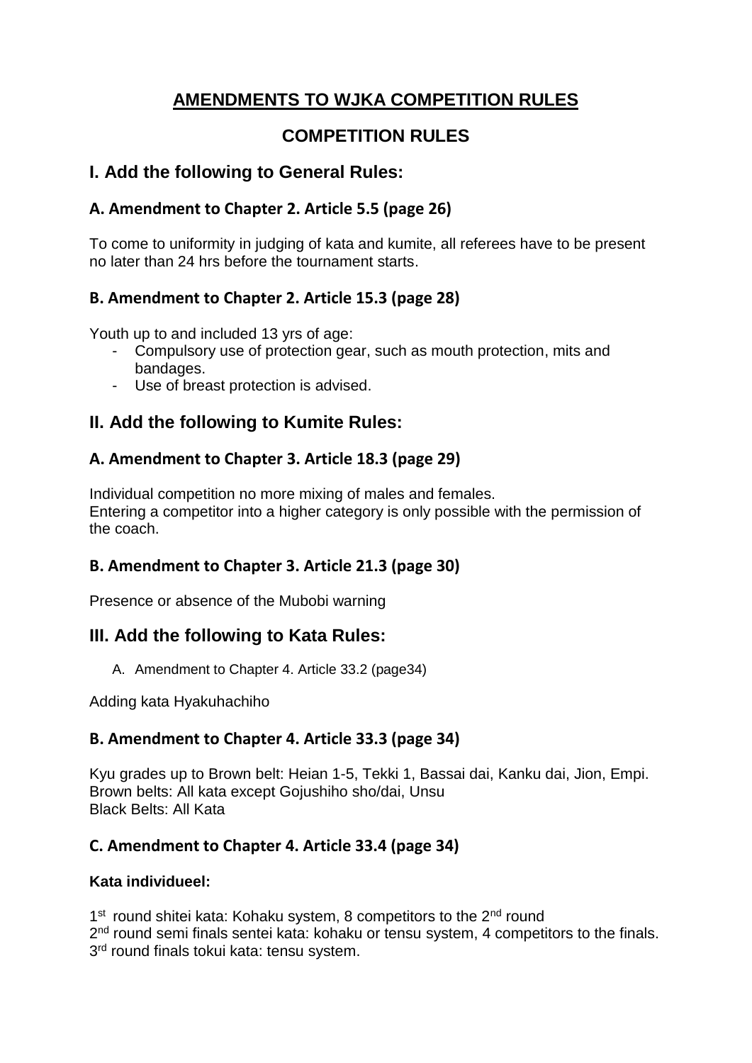# AMENDMENTS TO WJKA COMPETITION RULES

## COMPETITION RULES

## I. Add the following to General Rules:

### A. Amendment to Chapter 2. Article 5.5 (page 26)

To come to uniformity in judging of kata and kumite, all referees have to be present no later than 24 hrs before the tournament starts.

### B. Amendment to Chapter 2. Article 15.3 (page 28)

Youth up to and included 13 yrs of age:

- Compulsory use of protection gear, such as mouth protection, mits and bandages.
- Use of breast protection is advised.

## II. Add the following to Kumite Rules:

### A. Amendment to Chapter 3. Article 18.3 (page 29)

Individual competition no more mixing of males and females.
Entering a competitor into a higher category is only possible with the permission of the coach.

### B. Amendment to Chapter 3. Article 21.3 (page 30)

Presence or absence of the Mubobi warning

## III. Add the following to Kata Rules:

A. Amendment to Chapter 4. Article 33.2 (page34)

Adding kata Hyakuhachiho

### B. Amendment to Chapter 4. Article 33.3 (page 34)

Kyu grades up to Brown belt: Heian 1-5, Tekki 1, Bassai dai, Kanku dai, Jion, Empi.
Brown belts: All kata except Gojushiho sho/dai, Unsu
Black Belts: All Kata

### C. Amendment to Chapter 4. Article 33.4 (page 34)

**Kata individueel:**

1st round shitei kata: Kohaku system, 8 competitors to the 2nd round
2nd round semi finals sentei kata: kohaku or tensu system, 4 competitors to the finals.
3rd round finals tokui kata: tensu system.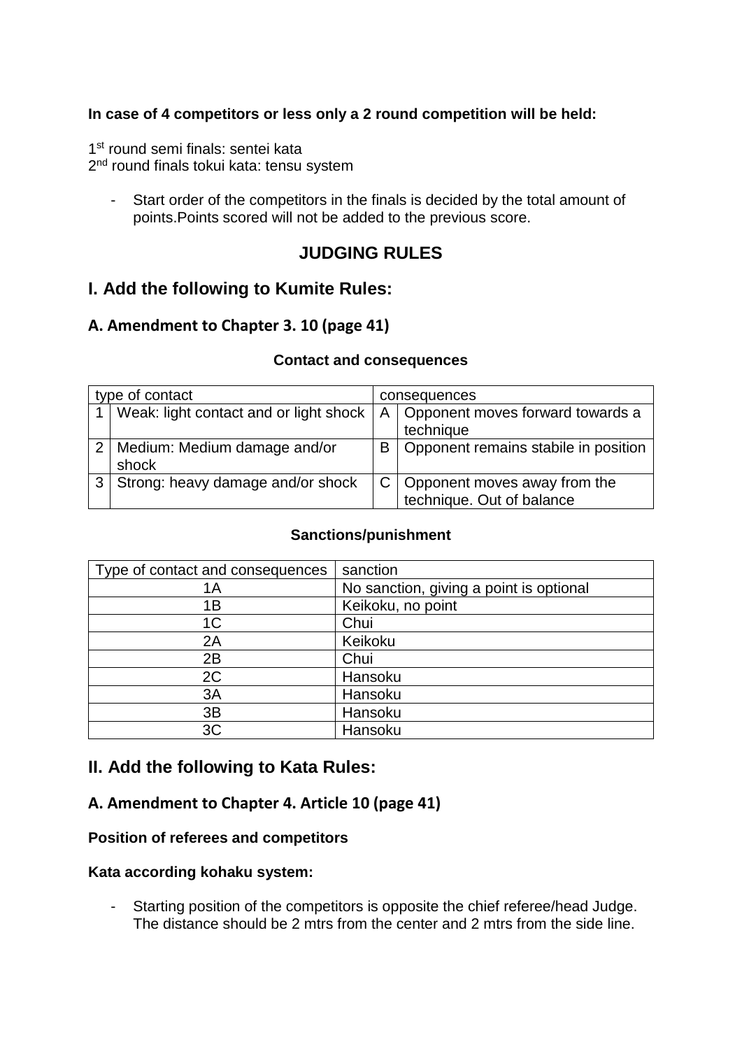**In case of 4 competitors or less only a 2 round competition will be held:**

1st round semi finals: sentei kata
2nd round finals tokui kata: tensu system

- Start order of the competitors in the finals is decided by the total amount of points.Points scored will not be added to the previous score.

## JUDGING RULES

## I. Add the following to Kumite Rules:

### A. Amendment to Chapter 3. 10 (page 41)

**Contact and consequences**

| type of contact | | consequences | |
|---|---|---|---|
| 1 | Weak: light contact and or light shock | A | Opponent moves forward towards a technique |
| 2 | Medium: Medium damage and/or shock | B | Opponent remains stabile in position |
| 3 | Strong: heavy damage and/or shock | C | Opponent moves away from the technique. Out of balance |

**Sanctions/punishment**

| Type of contact and consequences | sanction |
|---|---|
| 1A | No sanction, giving a point is optional |
| 1B | Keikoku, no point |
| 1C | Chui |
| 2A | Keikoku |
| 2B | Chui |
| 2C | Hansoku |
| 3A | Hansoku |
| 3B | Hansoku |
| 3C | Hansoku |

## II. Add the following to Kata Rules:

### A. Amendment to Chapter 4. Article 10 (page 41)

**Position of referees and competitors**

**Kata according kohaku system:**

- Starting position of the competitors is opposite the chief referee/head Judge. The distance should be 2 mtrs from the center and 2 mtrs from the side line.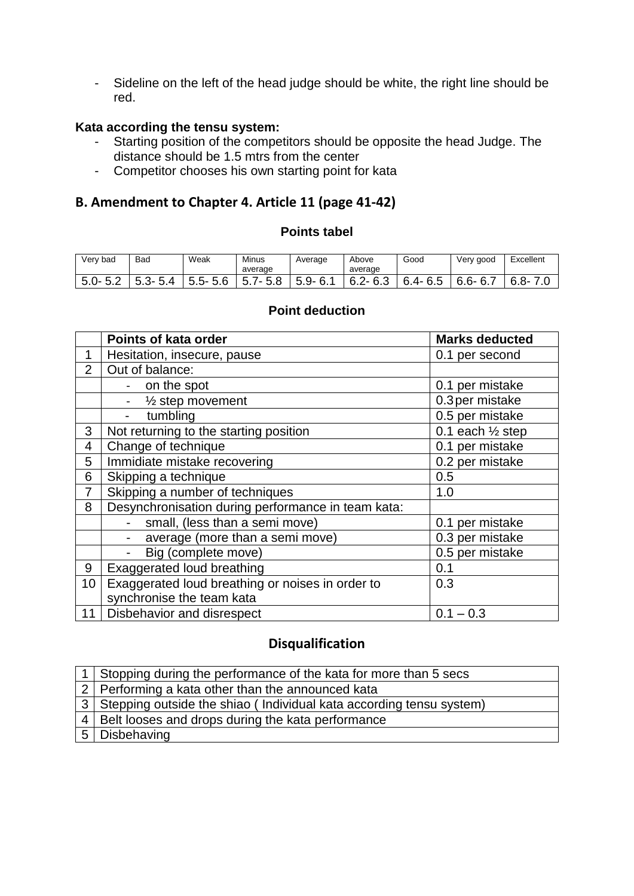- Sideline on the left of the head judge should be white, the right line should be red.

**Kata according the tensu system:**

- Starting position of the competitors should be opposite the head Judge. The distance should be 1.5 mtrs from the center
- Competitor chooses his own starting point for kata

## B. Amendment to Chapter 4. Article 11 (page 41-42)

### Points tabel

| Very bad | Bad | Weak | Minus average | Average | Above average | Good | Very good | Excellent |
|---|---|---|---|---|---|---|---|---|
| 5.0- 5.2 | 5.3- 5.4 | 5.5- 5.6 | 5.7- 5.8 | 5.9- 6.1 | 6.2- 6.3 | 6.4- 6.5 | 6.6- 6.7 | 6.8- 7.0 |

### Point deduction

| | Points of kata order | Marks deducted |
|---|---|---|
| 1 | Hesitation, insecure, pause | 0.1 per second |
| 2 | Out of balance: | |
| | - on the spot | 0.1 per mistake |
| | - ½ step movement | 0.3 per mistake |
| | - tumbling | 0.5 per mistake |
| 3 | Not returning to the starting position | 0.1 each ½ step |
| 4 | Change of technique | 0.1 per mistake |
| 5 | Immidiate mistake recovering | 0.2 per mistake |
| 6 | Skipping a technique | 0.5 |
| 7 | Skipping a number of techniques | 1.0 |
| 8 | Desynchronisation during performance in team kata: | |
| | - small, (less than a semi move) | 0.1 per mistake |
| | - average (more than a semi move) | 0.3 per mistake |
| | - Big (complete move) | 0.5 per mistake |
| 9 | Exaggerated loud breathing | 0.1 |
| 10 | Exaggerated loud breathing or noises in order to synchronise the team kata | 0.3 |
| 11 | Disbehavior and disrespect | 0.1 – 0.3 |

### Disqualification

| | |
|---|---|
| 1 | Stopping during the performance of the kata for more than 5 secs |
| 2 | Performing a kata other than the announced kata |
| 3 | Stepping outside the shiao ( Individual kata according tensu system) |
| 4 | Belt looses and drops during the kata performance |
| 5 | Disbehaving |